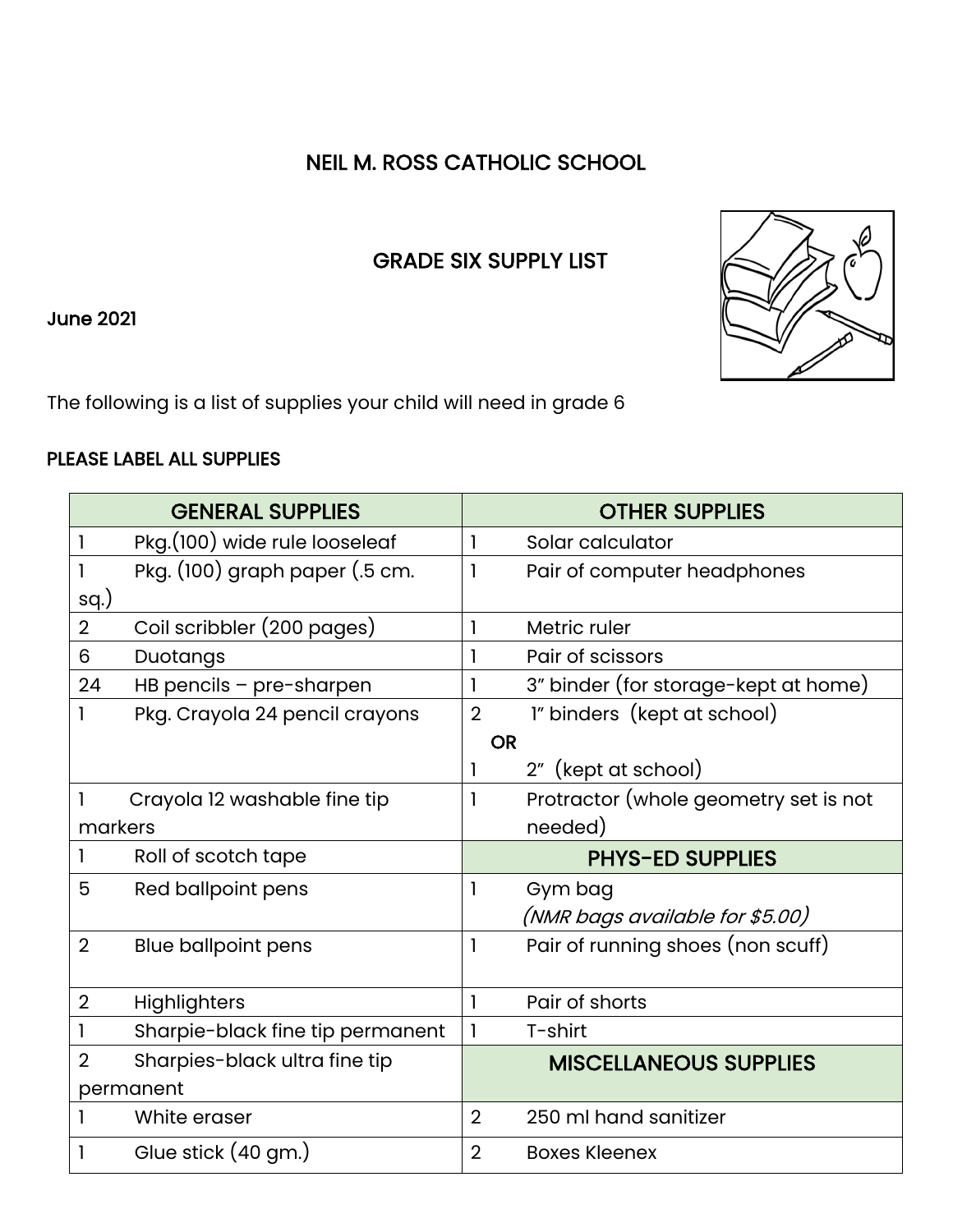# NEIL M. ROSS CATHOLIC SCHOOL

## GRADE SIX SUPPLY LIST

June 2021

The following is a list of supplies your child will need in grade 6

**PLEASE LABEL ALL SUPPLIES**

| GENERAL SUPPLIES | OTHER SUPPLIES |
|---|---|
| 1 Pkg.(100) wide rule looseleaf | 1 Solar calculator |
| 1 Pkg. (100) graph paper (.5 cm. sq.) | 1 Pair of computer headphones |
| 2 Coil scribbler (200 pages) | 1 Metric ruler |
| 6 Duotangs | 1 Pair of scissors |
| 24 HB pencils – pre-sharpen | 1 3" binder (for storage-kept at home) |
| 1 Pkg. Crayola 24 pencil crayons | 2 1" binders (kept at school) **OR** 1 2" (kept at school) |
| 1 Crayola 12 washable fine tip markers | 1 Protractor (whole geometry set is not needed) |
| 1 Roll of scotch tape | **PHYS-ED SUPPLIES** |
| 5 Red ballpoint pens | 1 Gym bag *(NMR bags available for $5.00)* |
| 2 Blue ballpoint pens | 1 Pair of running shoes (non scuff) |
| 2 Highlighters | 1 Pair of shorts |
| 1 Sharpie-black fine tip permanent | 1 T-shirt |
| 2 Sharpies-black ultra fine tip permanent | **MISCELLANEOUS SUPPLIES** |
| 1 White eraser | 2 250 ml hand sanitizer |
| 1 Glue stick (40 gm.) | 2 Boxes Kleenex |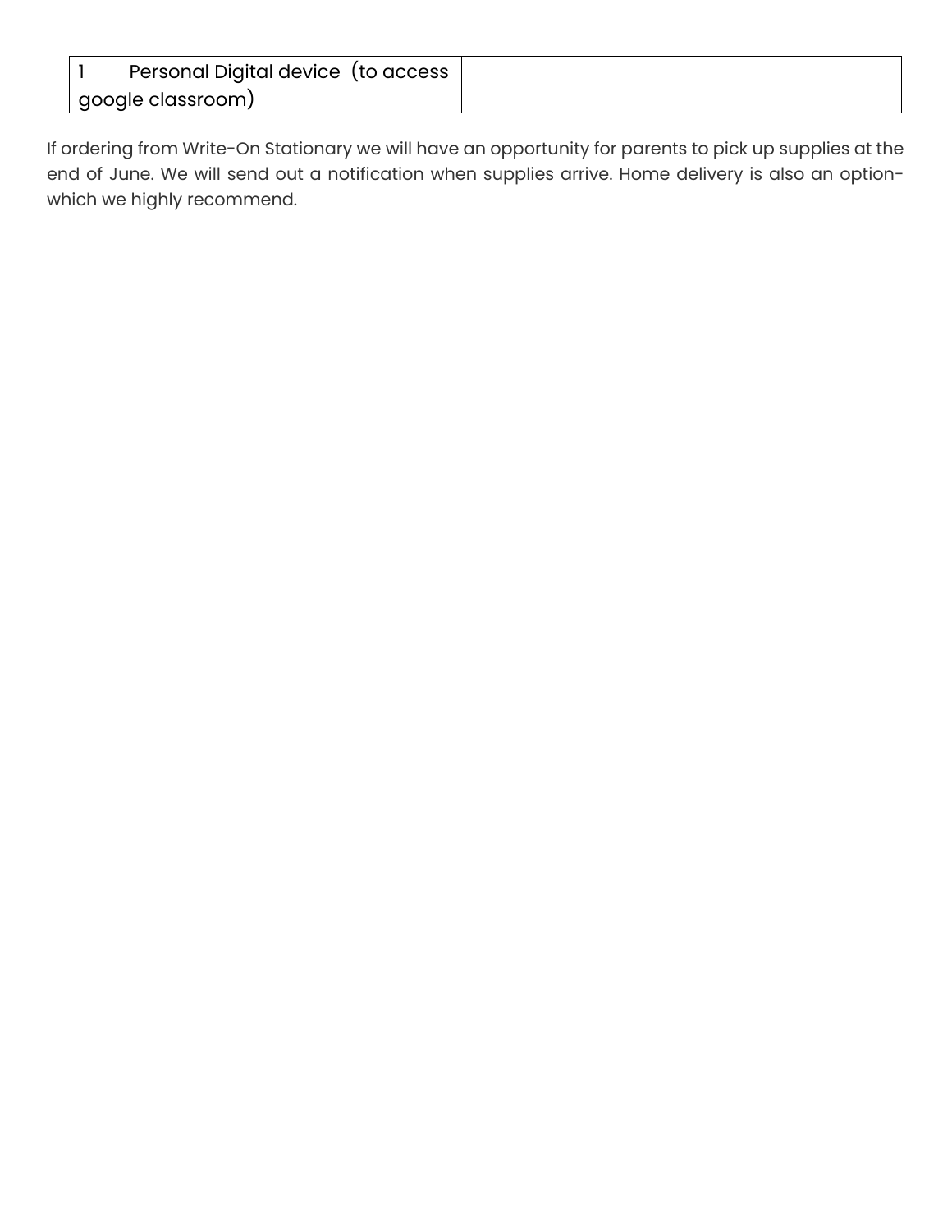| | |
|---|---|
| 1 Personal Digital device (to access google classroom) | |

If ordering from Write-On Stationary we will have an opportunity for parents to pick up supplies at the end of June. We will send out a notification when supplies arrive. Home delivery is also an option-which we highly recommend.